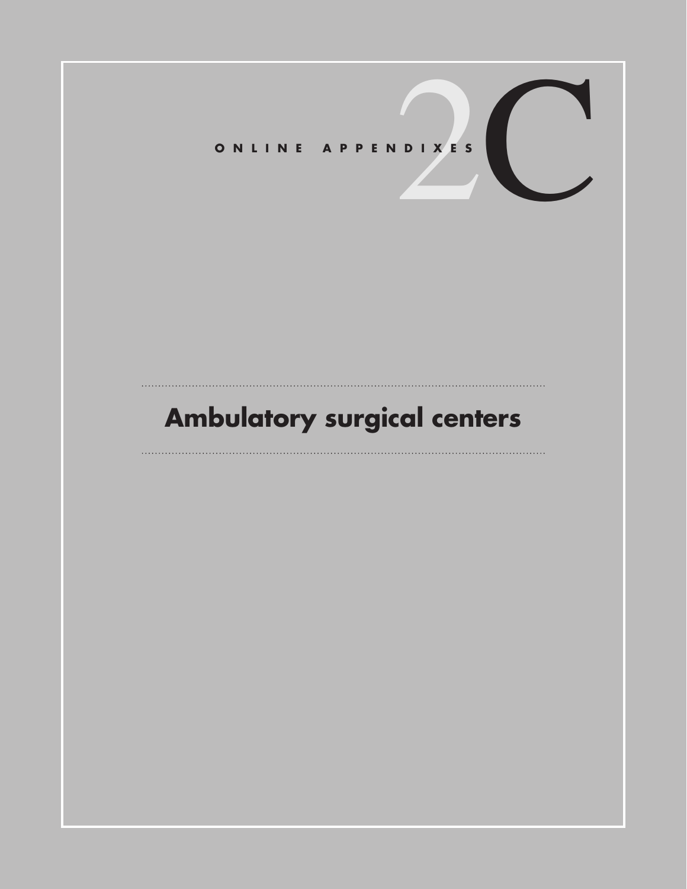ONLINE APPENDIXES

# 2C

# Ambulatory surgical centers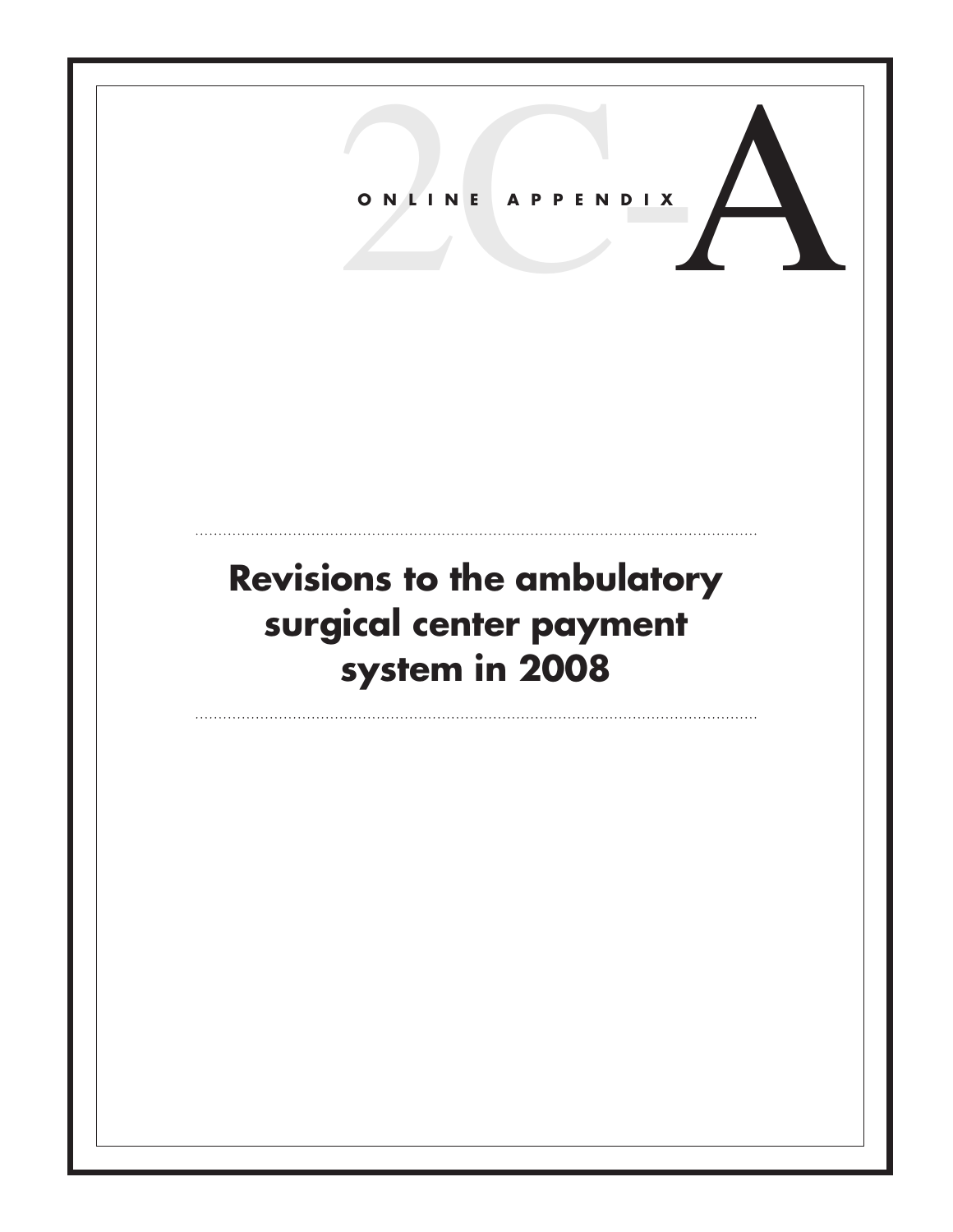# ONLINE APPENDIX 2C-A

## Revisions to the ambulatory surgical center payment system in 2008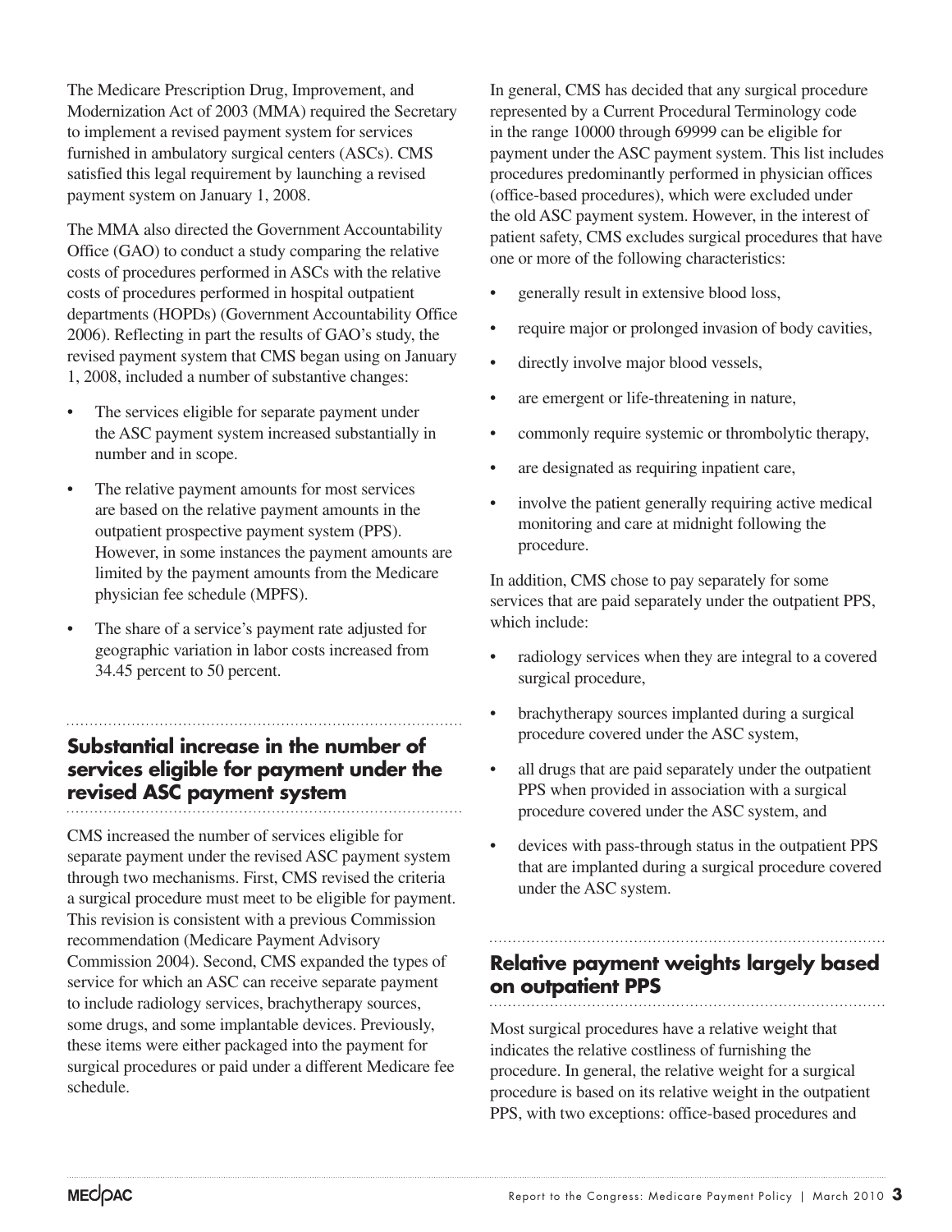The Medicare Prescription Drug, Improvement, and Modernization Act of 2003 (MMA) required the Secretary to implement a revised payment system for services furnished in ambulatory surgical centers (ASCs). CMS satisfied this legal requirement by launching a revised payment system on January 1, 2008.

The MMA also directed the Government Accountability Office (GAO) to conduct a study comparing the relative costs of procedures performed in ASCs with the relative costs of procedures performed in hospital outpatient departments (HOPDs) (Government Accountability Office 2006). Reflecting in part the results of GAO's study, the revised payment system that CMS began using on January 1, 2008, included a number of substantive changes:

- The services eligible for separate payment under the ASC payment system increased substantially in number and in scope.
- The relative payment amounts for most services are based on the relative payment amounts in the outpatient prospective payment system (PPS). However, in some instances the payment amounts are limited by the payment amounts from the Medicare physician fee schedule (MPFS).
- The share of a service's payment rate adjusted for geographic variation in labor costs increased from 34.45 percent to 50 percent.

## Substantial increase in the number of services eligible for payment under the revised ASC payment system

CMS increased the number of services eligible for separate payment under the revised ASC payment system through two mechanisms. First, CMS revised the criteria a surgical procedure must meet to be eligible for payment. This revision is consistent with a previous Commission recommendation (Medicare Payment Advisory Commission 2004). Second, CMS expanded the types of service for which an ASC can receive separate payment to include radiology services, brachytherapy sources, some drugs, and some implantable devices. Previously, these items were either packaged into the payment for surgical procedures or paid under a different Medicare fee schedule.

In general, CMS has decided that any surgical procedure represented by a Current Procedural Terminology code in the range 10000 through 69999 can be eligible for payment under the ASC payment system. This list includes procedures predominantly performed in physician offices (office-based procedures), which were excluded under the old ASC payment system. However, in the interest of patient safety, CMS excludes surgical procedures that have one or more of the following characteristics:

- generally result in extensive blood loss,
- require major or prolonged invasion of body cavities,
- directly involve major blood vessels,
- are emergent or life-threatening in nature,
- commonly require systemic or thrombolytic therapy,
- are designated as requiring inpatient care,
- involve the patient generally requiring active medical monitoring and care at midnight following the procedure.

In addition, CMS chose to pay separately for some services that are paid separately under the outpatient PPS, which include:

- radiology services when they are integral to a covered surgical procedure,
- brachytherapy sources implanted during a surgical procedure covered under the ASC system,
- all drugs that are paid separately under the outpatient PPS when provided in association with a surgical procedure covered under the ASC system, and
- devices with pass-through status in the outpatient PPS that are implanted during a surgical procedure covered under the ASC system.

## Relative payment weights largely based on outpatient PPS

Most surgical procedures have a relative weight that indicates the relative costliness of furnishing the procedure. In general, the relative weight for a surgical procedure is based on its relative weight in the outpatient PPS, with two exceptions: office-based procedures and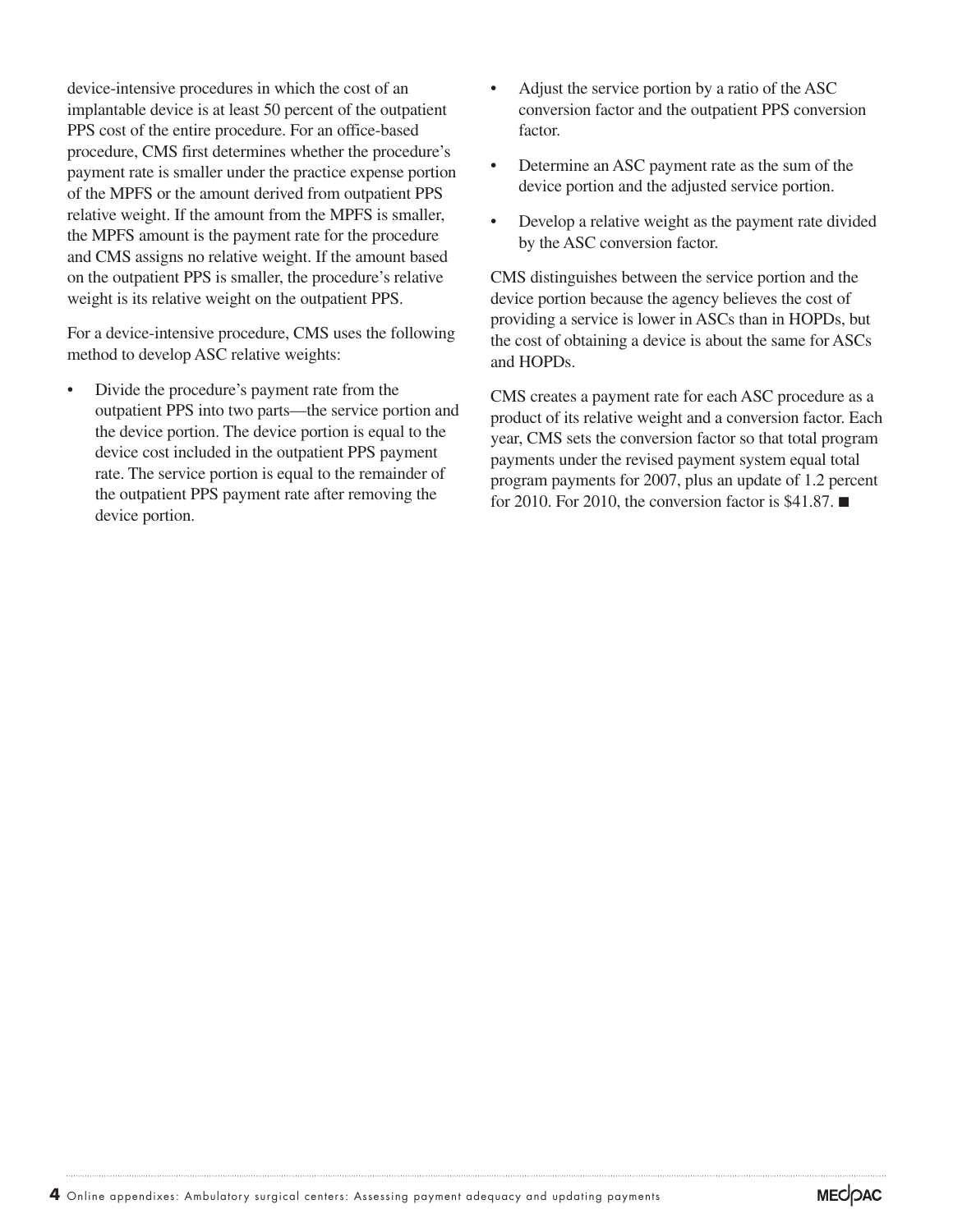device-intensive procedures in which the cost of an implantable device is at least 50 percent of the outpatient PPS cost of the entire procedure. For an office-based procedure, CMS first determines whether the procedure's payment rate is smaller under the practice expense portion of the MPFS or the amount derived from outpatient PPS relative weight. If the amount from the MPFS is smaller, the MPFS amount is the payment rate for the procedure and CMS assigns no relative weight. If the amount based on the outpatient PPS is smaller, the procedure's relative weight is its relative weight on the outpatient PPS.

For a device-intensive procedure, CMS uses the following method to develop ASC relative weights:

- Divide the procedure's payment rate from the outpatient PPS into two parts—the service portion and the device portion. The device portion is equal to the device cost included in the outpatient PPS payment rate. The service portion is equal to the remainder of the outpatient PPS payment rate after removing the device portion.
- Adjust the service portion by a ratio of the ASC conversion factor and the outpatient PPS conversion factor.
- Determine an ASC payment rate as the sum of the device portion and the adjusted service portion.
- Develop a relative weight as the payment rate divided by the ASC conversion factor.

CMS distinguishes between the service portion and the device portion because the agency believes the cost of providing a service is lower in ASCs than in HOPDs, but the cost of obtaining a device is about the same for ASCs and HOPDs.

CMS creates a payment rate for each ASC procedure as a product of its relative weight and a conversion factor. Each year, CMS sets the conversion factor so that total program payments under the revised payment system equal total program payments for 2007, plus an update of 1.2 percent for 2010. For 2010, the conversion factor is $41.87. ■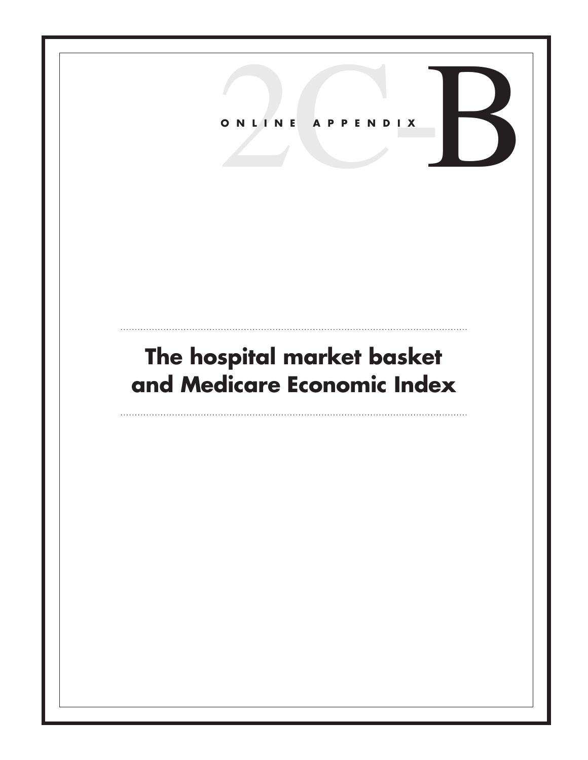# ONLINE APPENDIX 2C-B

## The hospital market basket and Medicare Economic Index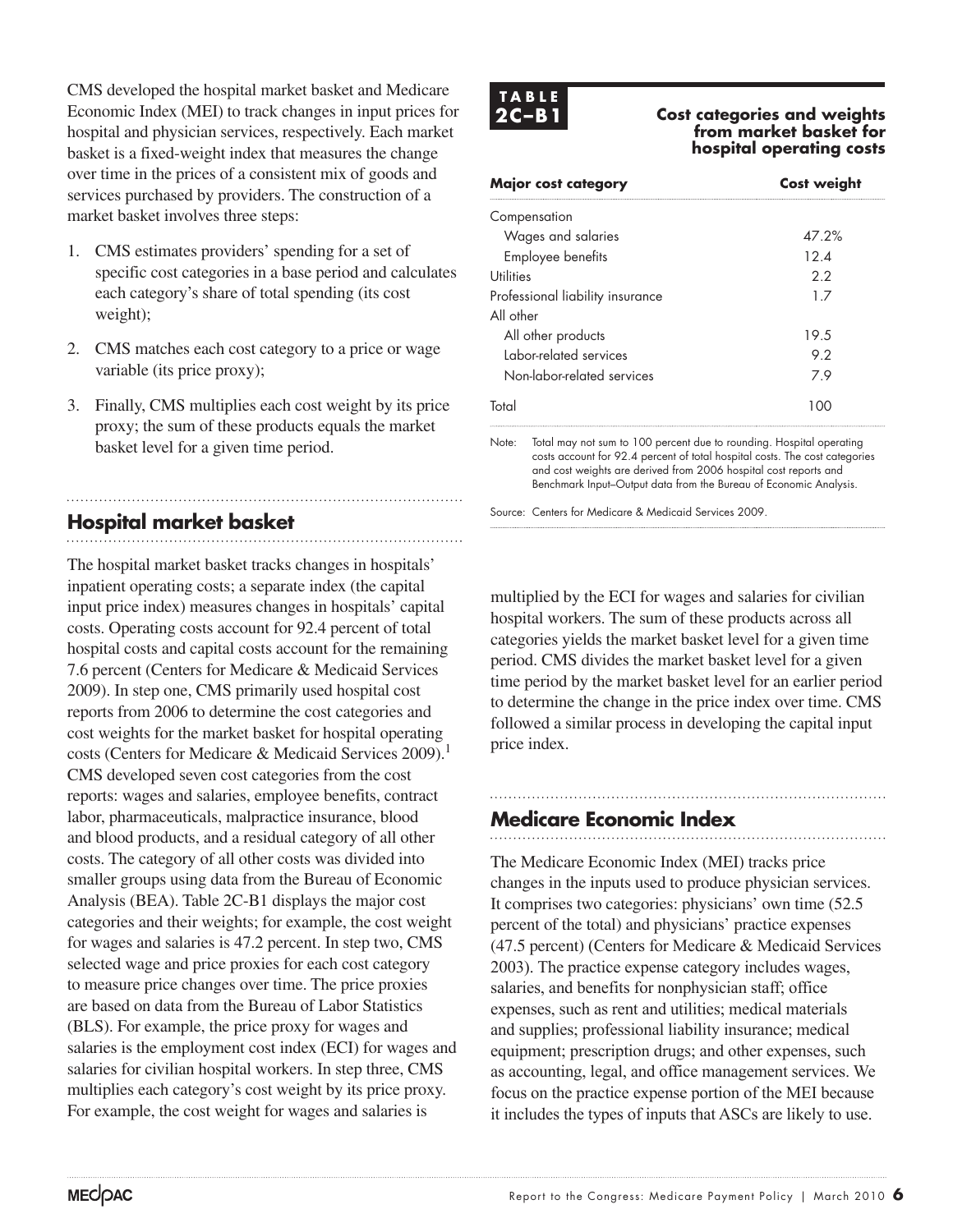CMS developed the hospital market basket and Medicare Economic Index (MEI) to track changes in input prices for hospital and physician services, respectively. Each market basket is a fixed-weight index that measures the change over time in the prices of a consistent mix of goods and services purchased by providers. The construction of a market basket involves three steps:

1. CMS estimates providers' spending for a set of specific cost categories in a base period and calculates each category's share of total spending (its cost weight);
2. CMS matches each cost category to a price or wage variable (its price proxy);
3. Finally, CMS multiplies each cost weight by its price proxy; the sum of these products equals the market basket level for a given time period.

## Hospital market basket

The hospital market basket tracks changes in hospitals' inpatient operating costs; a separate index (the capital input price index) measures changes in hospitals' capital costs. Operating costs account for 92.4 percent of total hospital costs and capital costs account for the remaining 7.6 percent (Centers for Medicare & Medicaid Services 2009). In step one, CMS primarily used hospital cost reports from 2006 to determine the cost categories and cost weights for the market basket for hospital operating costs (Centers for Medicare & Medicaid Services 2009).[1] CMS developed seven cost categories from the cost reports: wages and salaries, employee benefits, contract labor, pharmaceuticals, malpractice insurance, blood and blood products, and a residual category of all other costs. The category of all other costs was divided into smaller groups using data from the Bureau of Economic Analysis (BEA). Table 2C-B1 displays the major cost categories and their weights; for example, the cost weight for wages and salaries is 47.2 percent. In step two, CMS selected wage and price proxies for each cost category to measure price changes over time. The price proxies are based on data from the Bureau of Labor Statistics (BLS). For example, the price proxy for wages and salaries is the employment cost index (ECI) for wages and salaries for civilian hospital workers. In step three, CMS multiplies each category's cost weight by its price proxy. For example, the cost weight for wages and salaries is multiplied by the ECI for wages and salaries for civilian hospital workers. The sum of these products across all categories yields the market basket level for a given time period. CMS divides the market basket level for a given time period by the market basket level for an earlier period to determine the change in the price index over time. CMS followed a similar process in developing the capital input price index.

**TABLE 2C–B1 Cost categories and weights from market basket for hospital operating costs**

| Major cost category | Cost weight |
|---|---|
| Compensation | |
| Wages and salaries | 47.2% |
| Employee benefits | 12.4 |
| Utilities | 2.2 |
| Professional liability insurance | 1.7 |
| All other | |
| All other products | 19.5 |
| Labor-related services | 9.2 |
| Non-labor-related services | 7.9 |
| Total | 100 |

Note: Total may not sum to 100 percent due to rounding. Hospital operating costs account for 92.4 percent of total hospital costs. The cost categories and cost weights are derived from 2006 hospital cost reports and Benchmark Input–Output data from the Bureau of Economic Analysis.

Source: Centers for Medicare & Medicaid Services 2009.

## Medicare Economic Index

The Medicare Economic Index (MEI) tracks price changes in the inputs used to produce physician services. It comprises two categories: physicians' own time (52.5 percent of the total) and physicians' practice expenses (47.5 percent) (Centers for Medicare & Medicaid Services 2003). The practice expense category includes wages, salaries, and benefits for nonphysician staff; office expenses, such as rent and utilities; medical materials and supplies; professional liability insurance; medical equipment; prescription drugs; and other expenses, such as accounting, legal, and office management services. We focus on the practice expense portion of the MEI because it includes the types of inputs that ASCs are likely to use.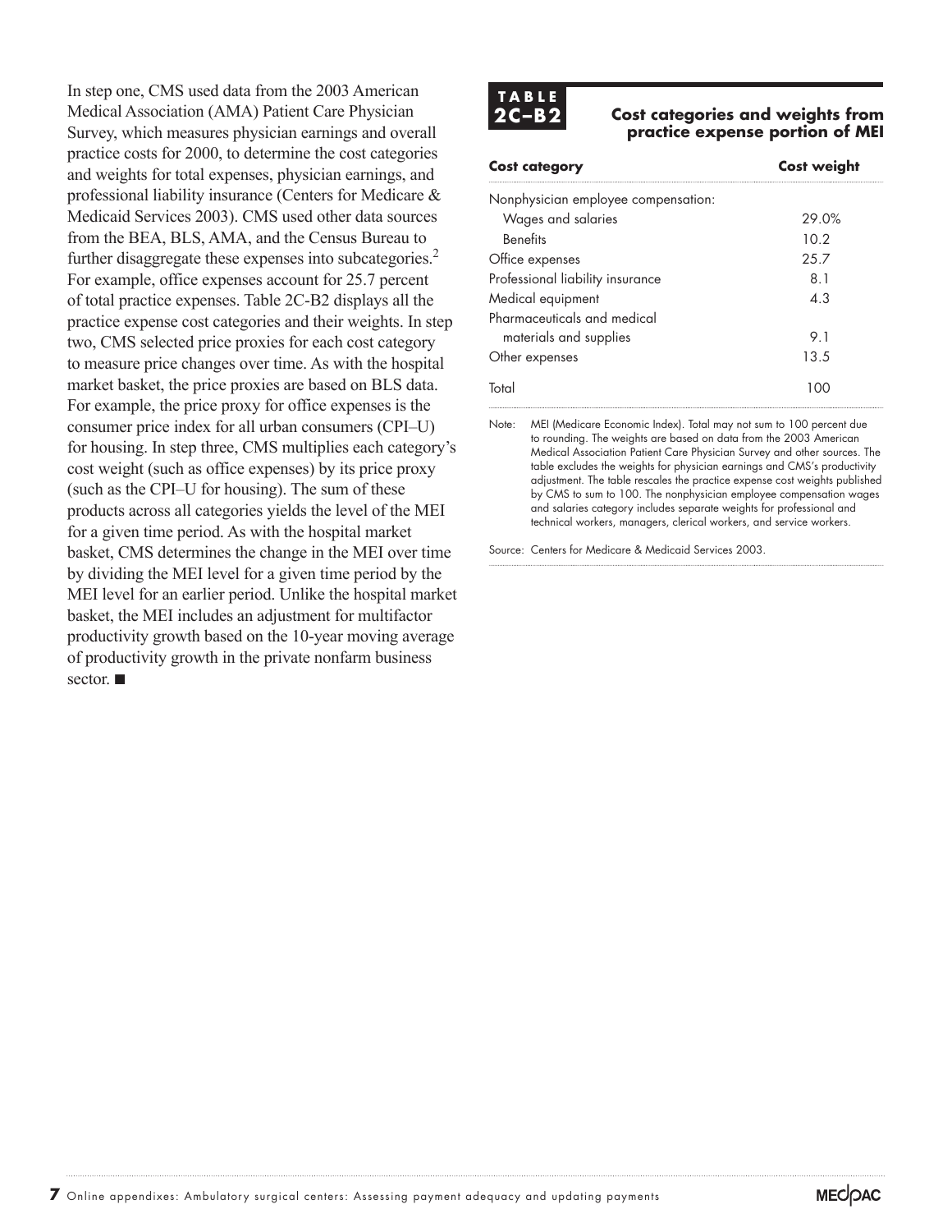In step one, CMS used data from the 2003 American Medical Association (AMA) Patient Care Physician Survey, which measures physician earnings and overall practice costs for 2000, to determine the cost categories and weights for total expenses, physician earnings, and professional liability insurance (Centers for Medicare & Medicaid Services 2003). CMS used other data sources from the BEA, BLS, AMA, and the Census Bureau to further disaggregate these expenses into subcategories.[2] For example, office expenses account for 25.7 percent of total practice expenses. Table 2C-B2 displays all the practice expense cost categories and their weights. In step two, CMS selected price proxies for each cost category to measure price changes over time. As with the hospital market basket, the price proxies are based on BLS data. For example, the price proxy for office expenses is the consumer price index for all urban consumers (CPI–U) for housing. In step three, CMS multiplies each category's cost weight (such as office expenses) by its price proxy (such as the CPI–U for housing). The sum of these products across all categories yields the level of the MEI for a given time period. As with the hospital market basket, CMS determines the change in the MEI over time by dividing the MEI level for a given time period by the MEI level for an earlier period. Unlike the hospital market basket, the MEI includes an adjustment for multifactor productivity growth based on the 10-year moving average of productivity growth in the private nonfarm business sector. ■

**TABLE 2C–B2** **Cost categories and weights from practice expense portion of MEI**

| Cost category | Cost weight |
|---|---|
| Nonphysician employee compensation: | |
| Wages and salaries | 29.0% |
| Benefits | 10.2 |
| Office expenses | 25.7 |
| Professional liability insurance | 8.1 |
| Medical equipment | 4.3 |
| Pharmaceuticals and medical materials and supplies | 9.1 |
| Other expenses | 13.5 |
| Total | 100 |

Note: MEI (Medicare Economic Index). Total may not sum to 100 percent due to rounding. The weights are based on data from the 2003 American Medical Association Patient Care Physician Survey and other sources. The table excludes the weights for physician earnings and CMS's productivity adjustment. The table rescales the practice expense cost weights published by CMS to sum to 100. The nonphysician employee compensation wages and salaries category includes separate weights for professional and technical workers, managers, clerical workers, and service workers.

Source: Centers for Medicare & Medicaid Services 2003.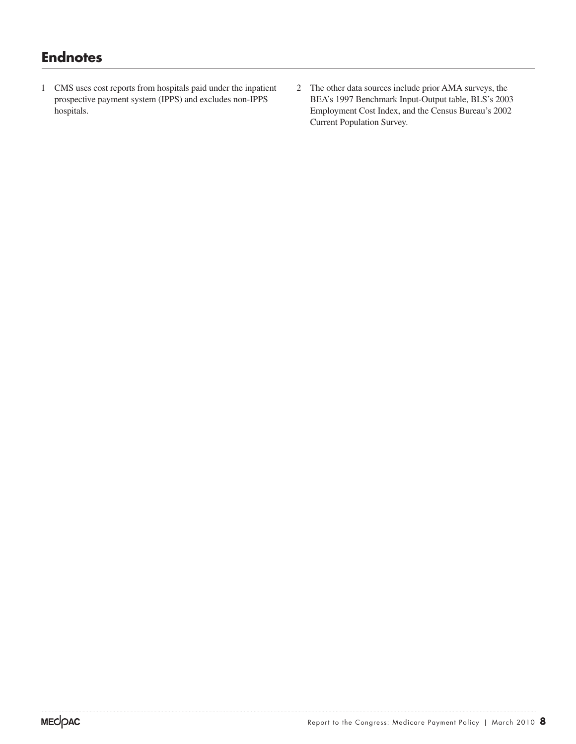## Endnotes

1 CMS uses cost reports from hospitals paid under the inpatient prospective payment system (IPPS) and excludes non-IPPS hospitals.

2 The other data sources include prior AMA surveys, the BEA's 1997 Benchmark Input-Output table, BLS's 2003 Employment Cost Index, and the Census Bureau's 2002 Current Population Survey.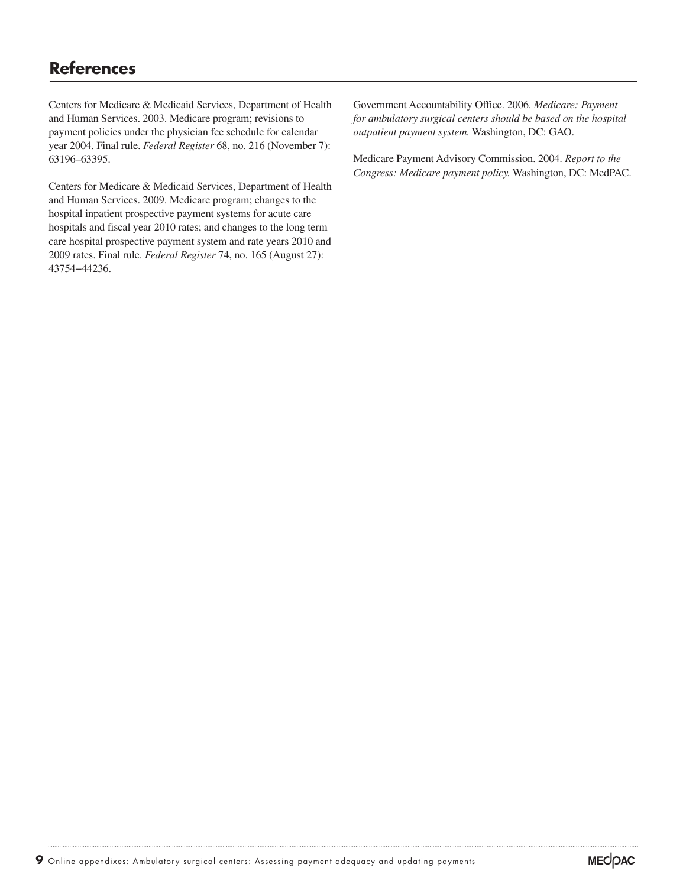## References

Centers for Medicare & Medicaid Services, Department of Health and Human Services. 2003. Medicare program; revisions to payment policies under the physician fee schedule for calendar year 2004. Final rule. *Federal Register* 68, no. 216 (November 7): 63196–63395.

Centers for Medicare & Medicaid Services, Department of Health and Human Services. 2009. Medicare program; changes to the hospital inpatient prospective payment systems for acute care hospitals and fiscal year 2010 rates; and changes to the long term care hospital prospective payment system and rate years 2010 and 2009 rates. Final rule. *Federal Register* 74, no. 165 (August 27): 43754–44236.

Government Accountability Office. 2006. *Medicare: Payment for ambulatory surgical centers should be based on the hospital outpatient payment system.* Washington, DC: GAO.

Medicare Payment Advisory Commission. 2004. *Report to the Congress: Medicare payment policy.* Washington, DC: MedPAC.